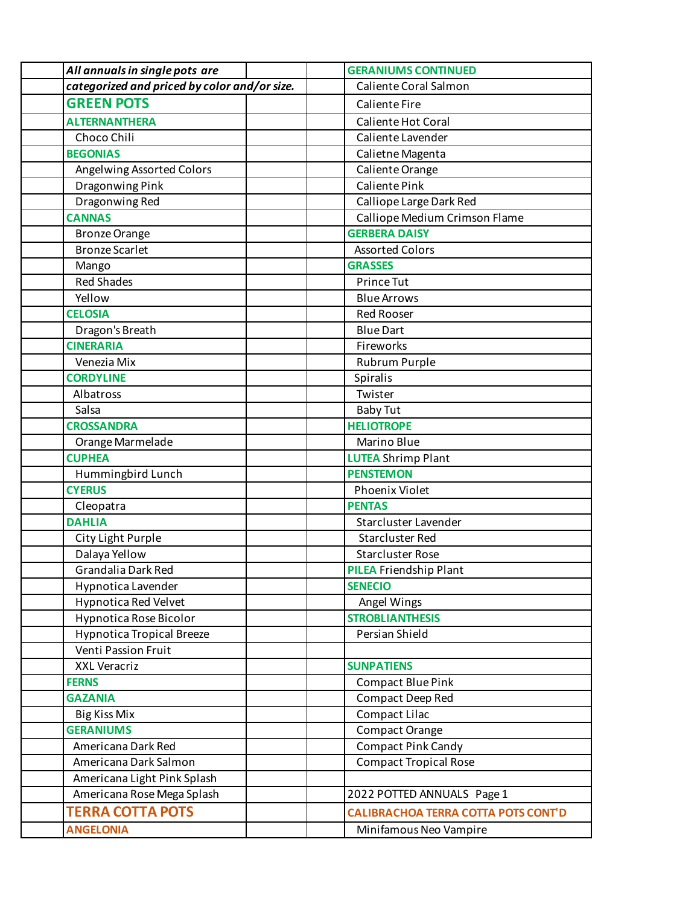| | | | | |
|---|---|---|---|---|
| | *All annuals in single pots are* | | | GERANIUMS CONTINUED |
| | *categorized and priced by color and/or size.* | | | Caliente Coral Salmon |
| | **GREEN POTS** | | | Caliente Fire |
| | ALTERNANTHERA | | | Caliente Hot Coral |
| | Choco Chili | | | Caliente Lavender |
| | BEGONIAS | | | Calietne Magenta |
| | Angelwing Assorted Colors | | | Caliente Orange |
| | Dragonwing Pink | | | Caliente Pink |
| | Dragonwing Red | | | Calliope Large Dark Red |
| | CANNAS | | | Calliope Medium Crimson Flame |
| | Bronze Orange | | | GERBERA DAISY |
| | Bronze Scarlet | | | Assorted Colors |
| | Mango | | | GRASSES |
| | Red Shades | | | Prince Tut |
| | Yellow | | | Blue Arrows |
| | CELOSIA | | | Red Rooser |
| | Dragon's Breath | | | Blue Dart |
| | CINERARIA | | | Fireworks |
| | Venezia Mix | | | Rubrum Purple |
| | CORDYLINE | | | Spiralis |
| | Albatross | | | Twister |
| | Salsa | | | Baby Tut |
| | CROSSANDRA | | | HELIOTROPE |
| | Orange Marmelade | | | Marino Blue |
| | CUPHEA | | | LUTEA Shrimp Plant |
| | Hummingbird Lunch | | | PENSTEMON |
| | CYERUS | | | Phoenix Violet |
| | Cleopatra | | | PENTAS |
| | DAHLIA | | | Starcluster Lavender |
| | City Light Purple | | | Starcluster Red |
| | Dalaya Yellow | | | Starcluster Rose |
| | Grandalia Dark Red | | | PILEA Friendship Plant |
| | Hypnotica Lavender | | | SENECIO |
| | Hypnotica Red Velvet | | | Angel Wings |
| | Hypnotica Rose Bicolor | | | STROBLIANTHESIS |
| | Hypnotica Tropical Breeze | | | Persian Shield |
| | Venti Passion Fruit | | | |
| | XXL Veracriz | | | SUNPATIENS |
| | FERNS | | | Compact Blue Pink |
| | GAZANIA | | | Compact Deep Red |
| | Big Kiss Mix | | | Compact Lilac |
| | GERANIUMS | | | Compact Orange |
| | Americana Dark Red | | | Compact Pink Candy |
| | Americana Dark Salmon | | | Compact Tropical Rose |
| | Americana Light Pink Splash | | | |
| | Americana Rose Mega Splash | | | 2022 POTTED ANNUALS Page 1 |
| | **TERRA COTTA POTS** | | | CALIBRACHOA TERRA COTTA POTS CONT'D |
| | ANGELONIA | | | Minifamous Neo Vampire |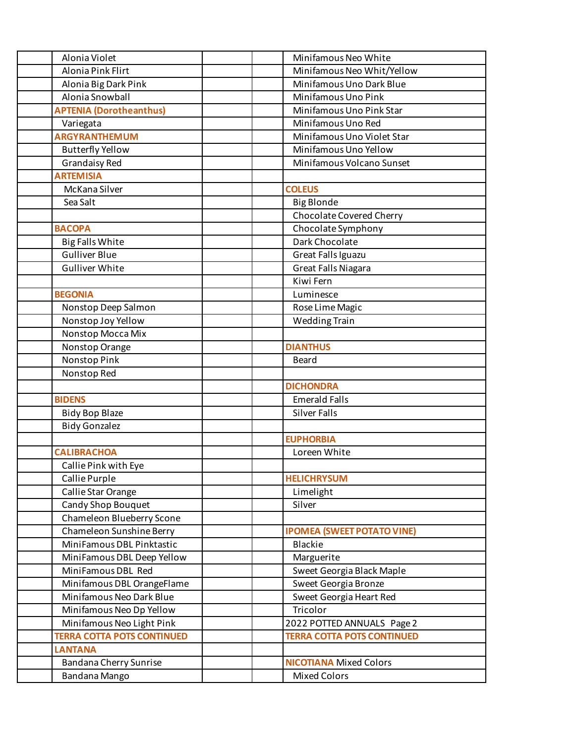| | | | | |
|---|---|---|---|---|
| | Alonia Violet | | | Minifamous Neo White |
| | Alonia Pink Flirt | | | Minifamous Neo Whit/Yellow |
| | Alonia Big Dark Pink | | | Minifamous Uno Dark Blue |
| | Alonia Snowball | | | Minifamous Uno Pink |
| | **APTENIA (Dorotheanthus)** | | | Minifamous Uno Pink Star |
| | Variegata | | | Minifamous Uno Red |
| | **ARGYRANTHEMUM** | | | Minifamous Uno Violet Star |
| | Butterfly Yellow | | | Minifamous Uno Yellow |
| | Grandaisy Red | | | Minifamous Volcano Sunset |
| | **ARTEMISIA** | | | |
| | McKana Silver | | | **COLEUS** |
| | Sea Salt | | | Big Blonde |
| | | | | Chocolate Covered Cherry |
| | **BACOPA** | | | Chocolate Symphony |
| | Big Falls White | | | Dark Chocolate |
| | Gulliver Blue | | | Great Falls Iguazu |
| | Gulliver White | | | Great Falls Niagara |
| | | | | Kiwi Fern |
| | **BEGONIA** | | | Luminesce |
| | Nonstop Deep Salmon | | | Rose Lime Magic |
| | Nonstop Joy Yellow | | | Wedding Train |
| | Nonstop Mocca Mix | | | |
| | Nonstop Orange | | | **DIANTHUS** |
| | Nonstop Pink | | | Beard |
| | Nonstop Red | | | |
| | | | | **DICHONDRA** |
| | **BIDENS** | | | Emerald Falls |
| | Bidy Bop Blaze | | | Silver Falls |
| | Bidy Gonzalez | | | |
| | | | | **EUPHORBIA** |
| | **CALIBRACHOA** | | | Loreen White |
| | Callie Pink with Eye | | | |
| | Callie Purple | | | **HELICHRYSUM** |
| | Callie Star Orange | | | Limelight |
| | Candy Shop Bouquet | | | Silver |
| | Chameleon Blueberry Scone | | | |
| | Chameleon Sunshine Berry | | | **IPOMEA (SWEET POTATO VINE)** |
| | MiniFamous DBL Pinktastic | | | Blackie |
| | MiniFamous DBL Deep Yellow | | | Marguerite |
| | MiniFamous DBL Red | | | Sweet Georgia Black Maple |
| | Minifamous DBL OrangeFlame | | | Sweet Georgia Bronze |
| | Minifamous Neo Dark Blue | | | Sweet Georgia Heart Red |
| | Minifamous Neo Dp Yellow | | | Tricolor |
| | Minifamous Neo Light Pink | | | 2022 POTTED ANNUALS Page 2 |
| | **TERRA COTTA POTS CONTINUED** | | | **TERRA COTTA POTS CONTINUED** |
| | **LANTANA** | | | |
| | Bandana Cherry Sunrise | | | **NICOTIANA** Mixed Colors |
| | Bandana Mango | | | Mixed Colors |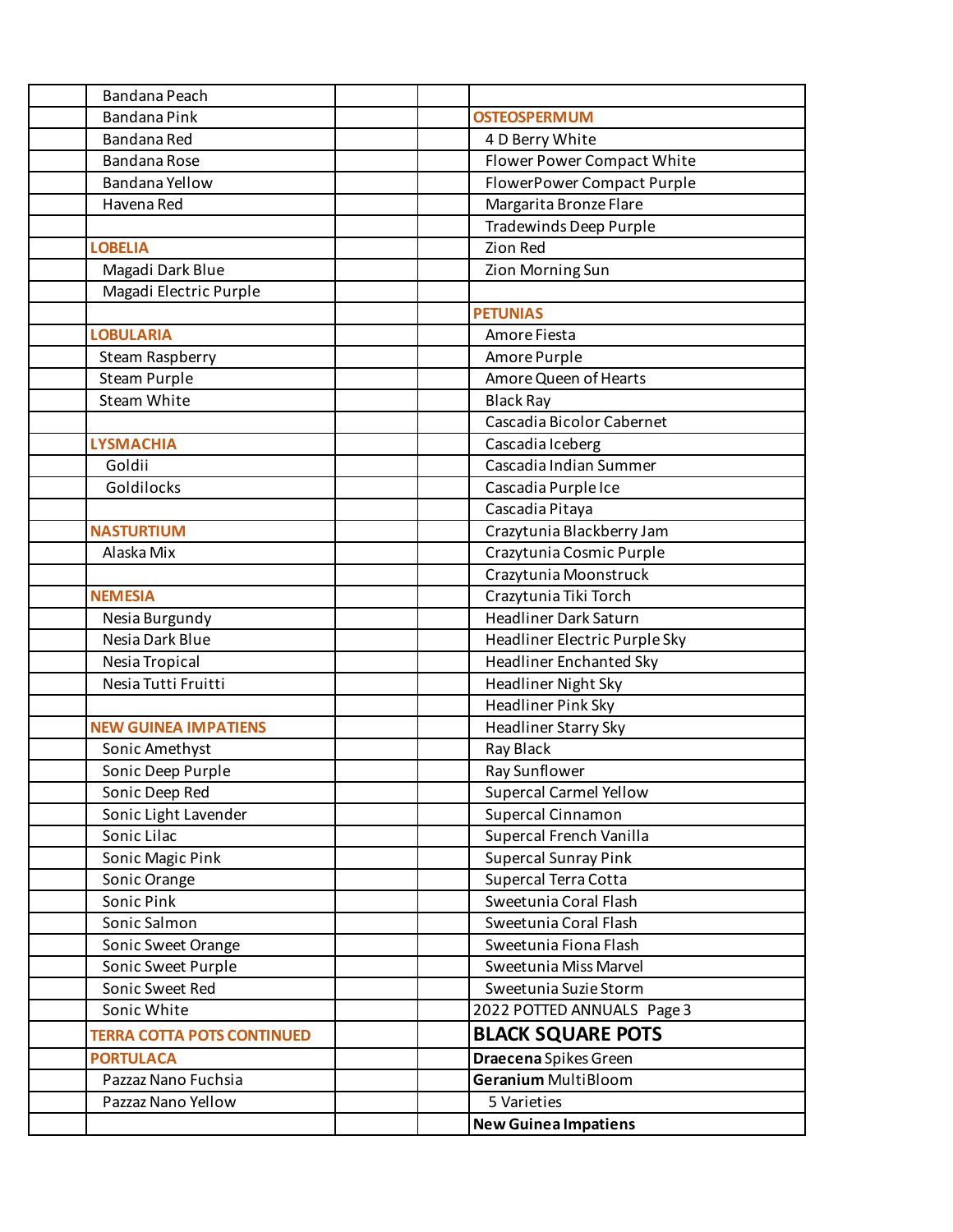| | | | | |
|---|---|---|---|---|
| | Bandana Peach | | | |
| | Bandana Pink | | | **OSTEOSPERMUM** |
| | Bandana Red | | | 4 D Berry White |
| | Bandana Rose | | | Flower Power Compact White |
| | Bandana Yellow | | | FlowerPower Compact Purple |
| | Havena Red | | | Margarita Bronze Flare |
| | | | | Tradewinds Deep Purple |
| | **LOBELIA** | | | Zion Red |
| | Magadi Dark Blue | | | Zion Morning Sun |
| | Magadi Electric Purple | | | |
| | | | | **PETUNIAS** |
| | **LOBULARIA** | | | Amore Fiesta |
| | Steam Raspberry | | | Amore Purple |
| | Steam Purple | | | Amore Queen of Hearts |
| | Steam White | | | Black Ray |
| | | | | Cascadia Bicolor Cabernet |
| | **LYSMACHIA** | | | Cascadia Iceberg |
| | Goldii | | | Cascadia Indian Summer |
| | Goldilocks | | | Cascadia Purple Ice |
| | | | | Cascadia Pitaya |
| | **NASTURTIUM** | | | Crazytunia Blackberry Jam |
| | Alaska Mix | | | Crazytunia Cosmic Purple |
| | | | | Crazytunia Moonstruck |
| | **NEMESIA** | | | Crazytunia Tiki Torch |
| | Nesia Burgundy | | | Headliner Dark Saturn |
| | Nesia Dark Blue | | | Headliner Electric Purple Sky |
| | Nesia Tropical | | | Headliner Enchanted Sky |
| | Nesia Tutti Fruitti | | | Headliner Night Sky |
| | | | | Headliner Pink Sky |
| | **NEW GUINEA IMPATIENS** | | | Headliner Starry Sky |
| | Sonic Amethyst | | | Ray Black |
| | Sonic Deep Purple | | | Ray Sunflower |
| | Sonic Deep Red | | | Supercal Carmel Yellow |
| | Sonic Light Lavender | | | Supercal Cinnamon |
| | Sonic Lilac | | | Supercal French Vanilla |
| | Sonic Magic Pink | | | Supercal Sunray Pink |
| | Sonic Orange | | | Supercal Terra Cotta |
| | Sonic Pink | | | Sweetunia Coral Flash |
| | Sonic Salmon | | | Sweetunia Coral Flash |
| | Sonic Sweet Orange | | | Sweetunia Fiona Flash |
| | Sonic Sweet Purple | | | Sweetunia Miss Marvel |
| | Sonic Sweet Red | | | Sweetunia Suzie Storm |
| | Sonic White | | | 2022 POTTED ANNUALS Page 3 |
| | **TERRA COTTA POTS CONTINUED** | | | **BLACK SQUARE POTS** |
| | **PORTULACA** | | | **Draecena** Spikes Green |
| | Pazzaz Nano Fuchsia | | | **Geranium** MultiBloom |
| | Pazzaz Nano Yellow | | | 5 Varieties |
| | | | | **New Guinea Impatiens** |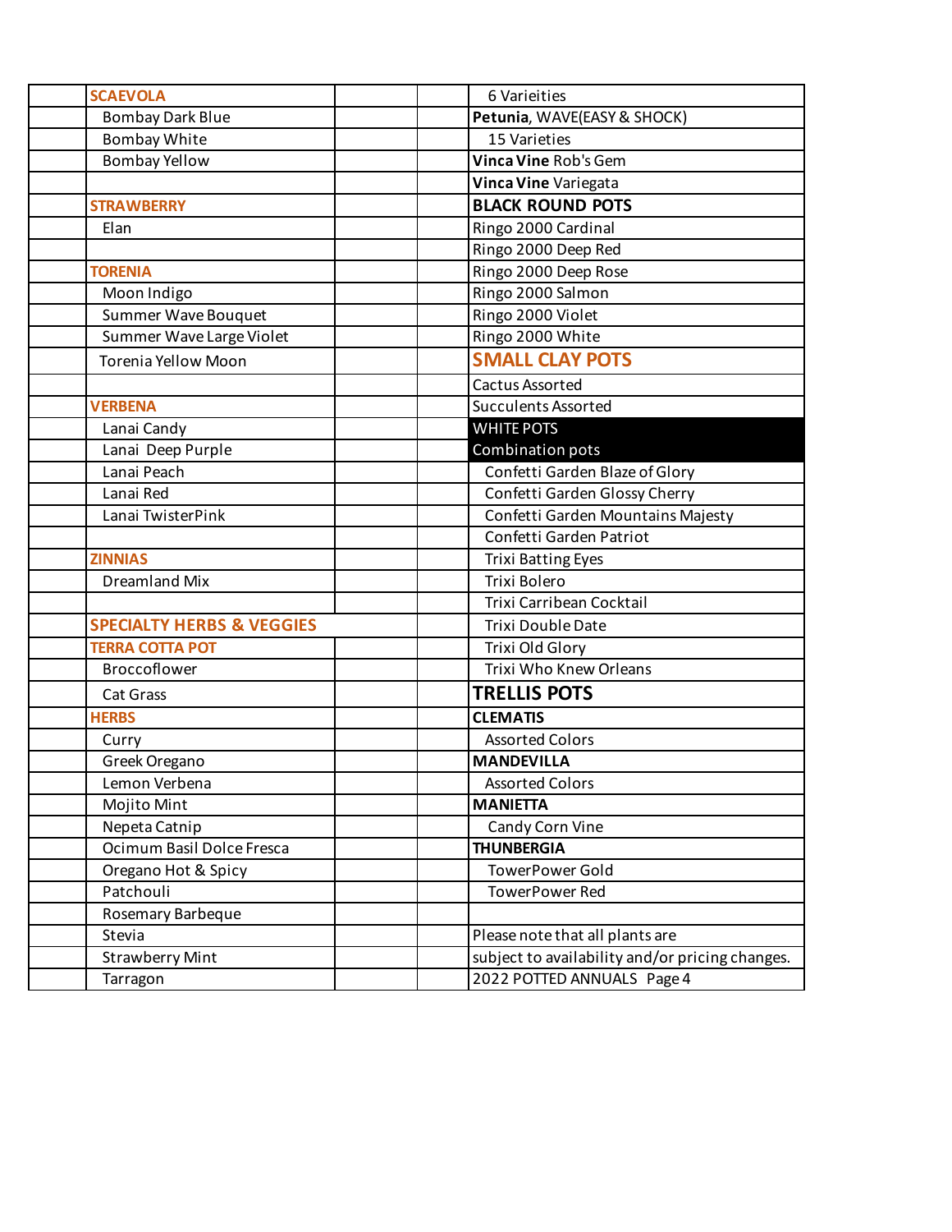| | | | | |
|---|---|---|---|---|
| | **SCAEVOLA** | | | 6 Varieities |
| | Bombay Dark Blue | | | **Petunia**, WAVE(EASY & SHOCK) |
| | Bombay White | | | 15 Varieties |
| | Bombay Yellow | | | **Vinca Vine** Rob's Gem |
| | | | | **Vinca Vine** Variegata |
| | **STRAWBERRY** | | | **BLACK ROUND POTS** |
| | Elan | | | Ringo 2000 Cardinal |
| | | | | Ringo 2000 Deep Red |
| | **TORENIA** | | | Ringo 2000 Deep Rose |
| | Moon Indigo | | | Ringo 2000 Salmon |
| | Summer Wave Bouquet | | | Ringo 2000 Violet |
| | Summer Wave Large Violet | | | Ringo 2000 White |
| | Torenia Yellow Moon | | | **SMALL CLAY POTS** |
| | | | | Cactus Assorted |
| | **VERBENA** | | | Succulents Assorted |
| | Lanai Candy | | | WHITE POTS |
| | Lanai Deep Purple | | | Combination pots |
| | Lanai Peach | | | Confetti Garden Blaze of Glory |
| | Lanai Red | | | Confetti Garden Glossy Cherry |
| | Lanai TwisterPink | | | Confetti Garden Mountains Majesty |
| | | | | Confetti Garden Patriot |
| | **ZINNIAS** | | | Trixi Batting Eyes |
| | Dreamland Mix | | | Trixi Bolero |
| | | | | Trixi Carribean Cocktail |
| | **SPECIALTY HERBS & VEGGIES** | | | Trixi Double Date |
| | **TERRA COTTA POT** | | | Trixi Old Glory |
| | Broccoflower | | | Trixi Who Knew Orleans |
| | Cat Grass | | | **TRELLIS POTS** |
| | **HERBS** | | | **CLEMATIS** |
| | Curry | | | Assorted Colors |
| | Greek Oregano | | | **MANDEVILLA** |
| | Lemon Verbena | | | Assorted Colors |
| | Mojito Mint | | | **MANIETTA** |
| | Nepeta Catnip | | | Candy Corn Vine |
| | Ocimum Basil Dolce Fresca | | | **THUNBERGIA** |
| | Oregano Hot & Spicy | | | TowerPower Gold |
| | Patchouli | | | TowerPower Red |
| | Rosemary Barbeque | | | |
| | Stevia | | | Please note that all plants are |
| | Strawberry Mint | | | subject to availability and/or pricing changes. |
| | Tarragon | | | 2022 POTTED ANNUALS Page 4 |